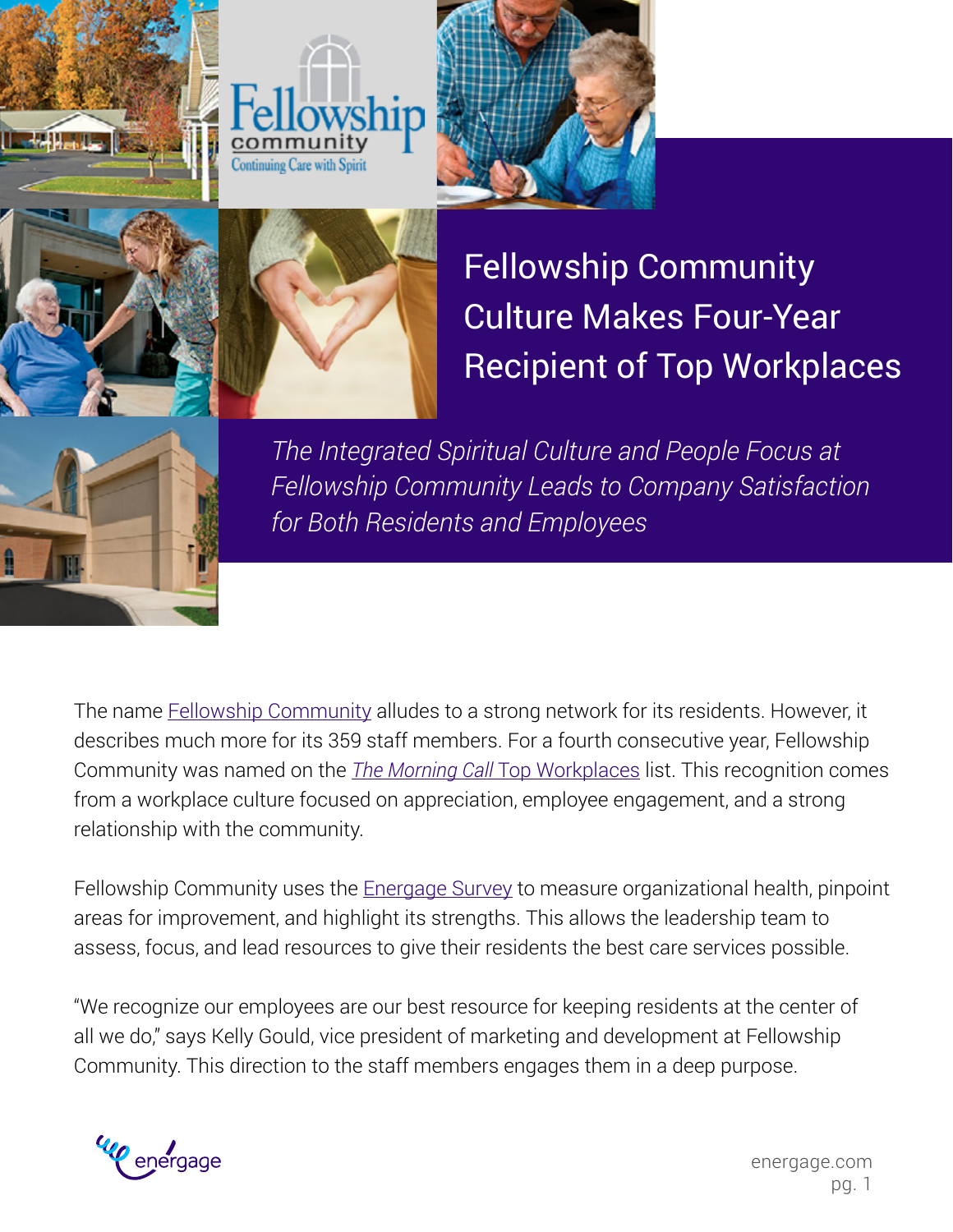# Fellowship Community Culture Makes Four-Year Recipient of Top Workplaces

*The Integrated Spiritual Culture and People Focus at Fellowship Community Leads to Company Satisfaction for Both Residents and Employees*

The name Fellowship Community alludes to a strong network for its residents. However, it describes much more for its 359 staff members. For a fourth consecutive year, Fellowship Community was named on the *The Morning Call* Top Workplaces list. This recognition comes from a workplace culture focused on appreciation, employee engagement, and a strong relationship with the community.

Fellowship Community uses the Energage Survey to measure organizational health, pinpoint areas for improvement, and highlight its strengths. This allows the leadership team to assess, focus, and lead resources to give their residents the best care services possible.

"We recognize our employees are our best resource for keeping residents at the center of all we do," says Kelly Gould, vice president of marketing and development at Fellowship Community. This direction to the staff members engages them in a deep purpose.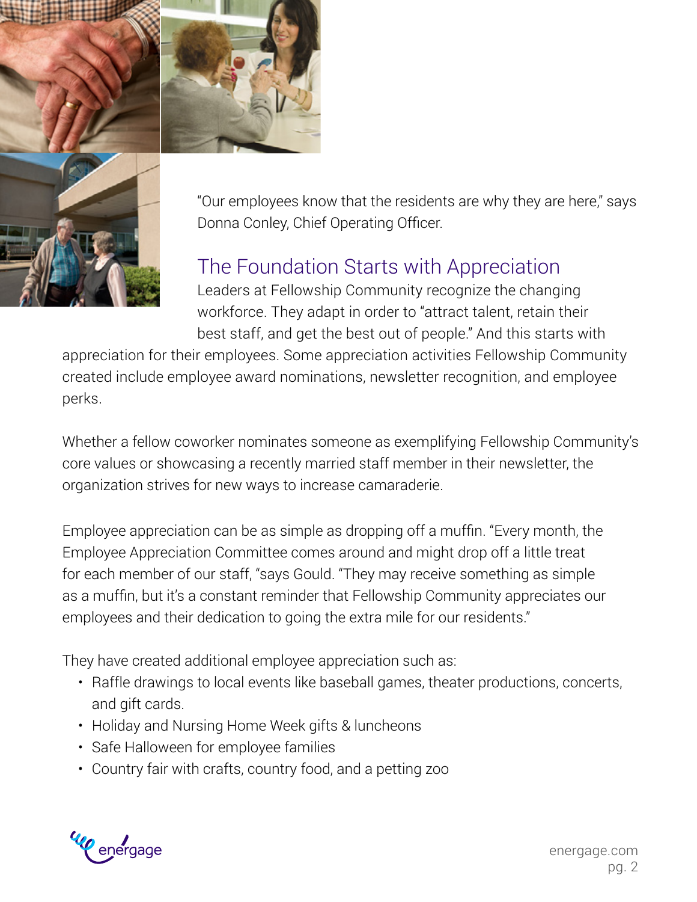"Our employees know that the residents are why they are here," says Donna Conley, Chief Operating Officer.

## The Foundation Starts with Appreciation

Leaders at Fellowship Community recognize the changing workforce. They adapt in order to "attract talent, retain their best staff, and get the best out of people." And this starts with appreciation for their employees. Some appreciation activities Fellowship Community created include employee award nominations, newsletter recognition, and employee perks.

Whether a fellow coworker nominates someone as exemplifying Fellowship Community's core values or showcasing a recently married staff member in their newsletter, the organization strives for new ways to increase camaraderie.

Employee appreciation can be as simple as dropping off a muffin. "Every month, the Employee Appreciation Committee comes around and might drop off a little treat for each member of our staff, "says Gould. "They may receive something as simple as a muffin, but it's a constant reminder that Fellowship Community appreciates our employees and their dedication to going the extra mile for our residents."

They have created additional employee appreciation such as:

- Raffle drawings to local events like baseball games, theater productions, concerts, and gift cards.
- Holiday and Nursing Home Week gifts & luncheons
- Safe Halloween for employee families
- Country fair with crafts, country food, and a petting zoo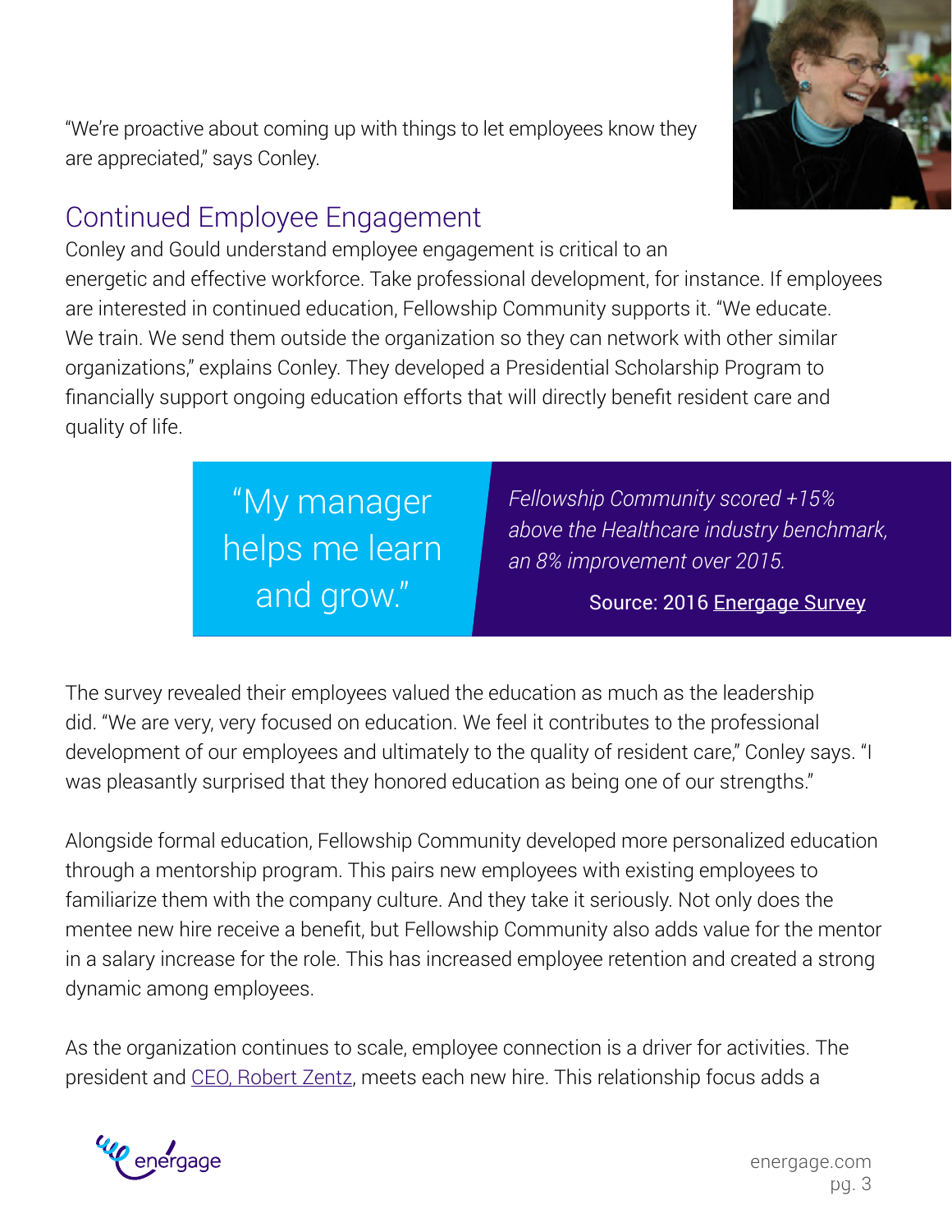"We're proactive about coming up with things to let employees know they are appreciated," says Conley.

## Continued Employee Engagement

Conley and Gould understand employee engagement is critical to an energetic and effective workforce. Take professional development, for instance. If employees are interested in continued education, Fellowship Community supports it. "We educate. We train. We send them outside the organization so they can network with other similar organizations," explains Conley. They developed a Presidential Scholarship Program to financially support ongoing education efforts that will directly benefit resident care and quality of life.

> "My manager helps me learn and grow."

*Fellowship Community scored +15% above the Healthcare industry benchmark, an 8% improvement over 2015.*

Source: 2016 Energage Survey

The survey revealed their employees valued the education as much as the leadership did. "We are very, very focused on education. We feel it contributes to the professional development of our employees and ultimately to the quality of resident care," Conley says. "I was pleasantly surprised that they honored education as being one of our strengths."

Alongside formal education, Fellowship Community developed more personalized education through a mentorship program. This pairs new employees with existing employees to familiarize them with the company culture. And they take it seriously. Not only does the mentee new hire receive a benefit, but Fellowship Community also adds value for the mentor in a salary increase for the role. This has increased employee retention and created a strong dynamic among employees.

As the organization continues to scale, employee connection is a driver for activities. The president and CEO, Robert Zentz, meets each new hire. This relationship focus adds a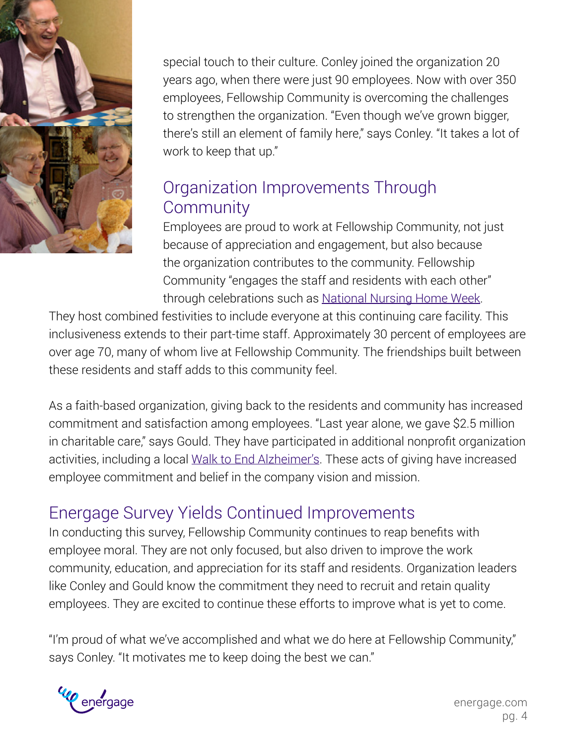special touch to their culture. Conley joined the organization 20 years ago, when there were just 90 employees. Now with over 350 employees, Fellowship Community is overcoming the challenges to strengthen the organization. "Even though we've grown bigger, there's still an element of family here," says Conley. "It takes a lot of work to keep that up."

## Organization Improvements Through Community

Employees are proud to work at Fellowship Community, not just because of appreciation and engagement, but also because the organization contributes to the community. Fellowship Community "engages the staff and residents with each other" through celebrations such as National Nursing Home Week. They host combined festivities to include everyone at this continuing care facility. This inclusiveness extends to their part-time staff. Approximately 30 percent of employees are over age 70, many of whom live at Fellowship Community. The friendships built between these residents and staff adds to this community feel.

As a faith-based organization, giving back to the residents and community has increased commitment and satisfaction among employees. "Last year alone, we gave $2.5 million in charitable care," says Gould. They have participated in additional nonprofit organization activities, including a local Walk to End Alzheimer's. These acts of giving have increased employee commitment and belief in the company vision and mission.

## Energage Survey Yields Continued Improvements

In conducting this survey, Fellowship Community continues to reap benefits with employee moral. They are not only focused, but also driven to improve the work community, education, and appreciation for its staff and residents. Organization leaders like Conley and Gould know the commitment they need to recruit and retain quality employees. They are excited to continue these efforts to improve what is yet to come.

"I'm proud of what we've accomplished and what we do here at Fellowship Community," says Conley. "It motivates me to keep doing the best we can."